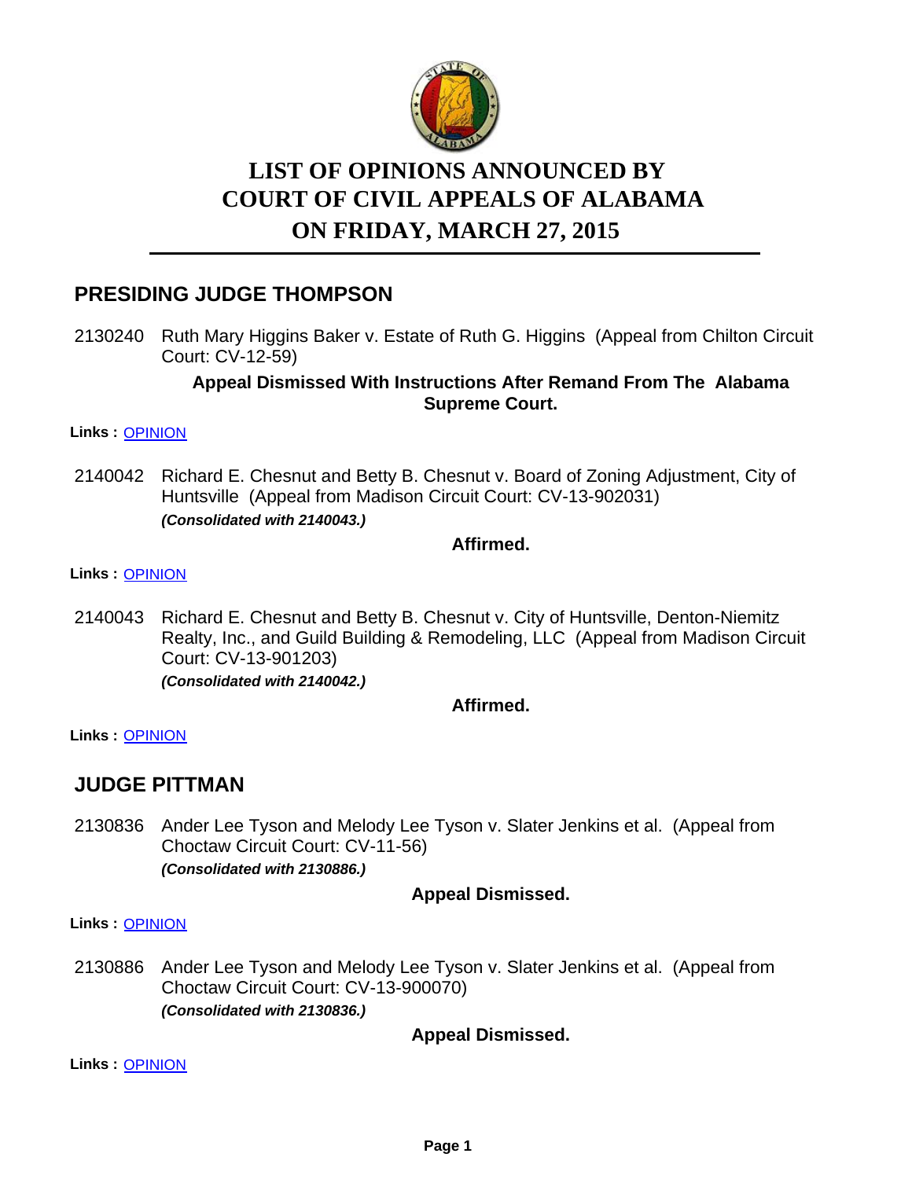# LIST OF OPINIONS ANNOUNCED BY COURT OF CIVIL APPEALS OF ALABAMA ON FRIDAY, MARCH 27, 2015

## PRESIDING JUDGE THOMPSON

2130240 Ruth Mary Higgins Baker v. Estate of Ruth G. Higgins (Appeal from Chilton Circuit Court: CV-12-59)

**Appeal Dismissed With Instructions After Remand From The Alabama Supreme Court.**

**Links :** OPINION

2140042 Richard E. Chesnut and Betty B. Chesnut v. Board of Zoning Adjustment, City of Huntsville (Appeal from Madison Circuit Court: CV-13-902031)
***(Consolidated with 2140043.)***

**Affirmed.**

**Links :** OPINION

2140043 Richard E. Chesnut and Betty B. Chesnut v. City of Huntsville, Denton-Niemitz Realty, Inc., and Guild Building & Remodeling, LLC (Appeal from Madison Circuit Court: CV-13-901203)
***(Consolidated with 2140042.)***

**Affirmed.**

**Links :** OPINION

## JUDGE PITTMAN

2130836 Ander Lee Tyson and Melody Lee Tyson v. Slater Jenkins et al. (Appeal from Choctaw Circuit Court: CV-11-56)
***(Consolidated with 2130886.)***

**Appeal Dismissed.**

**Links :** OPINION

2130886 Ander Lee Tyson and Melody Lee Tyson v. Slater Jenkins et al. (Appeal from Choctaw Circuit Court: CV-13-900070)
***(Consolidated with 2130836.)***

**Appeal Dismissed.**

**Links :** OPINION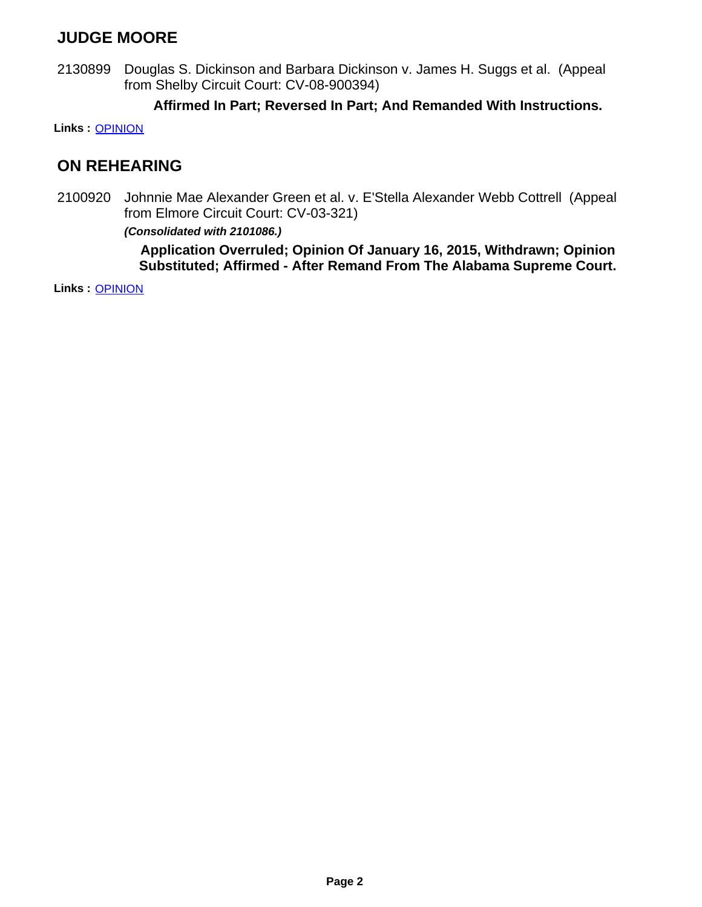## JUDGE MOORE

2130899 Douglas S. Dickinson and Barbara Dickinson v. James H. Suggs et al. (Appeal from Shelby Circuit Court: CV-08-900394)

**Affirmed In Part; Reversed In Part; And Remanded With Instructions.**

**Links :** OPINION

## ON REHEARING

2100920 Johnnie Mae Alexander Green et al. v. E'Stella Alexander Webb Cottrell (Appeal from Elmore Circuit Court: CV-03-321)

***(Consolidated with 2101086.)***

**Application Overruled; Opinion Of January 16, 2015, Withdrawn; Opinion Substituted; Affirmed - After Remand From The Alabama Supreme Court.**

**Links :** OPINION